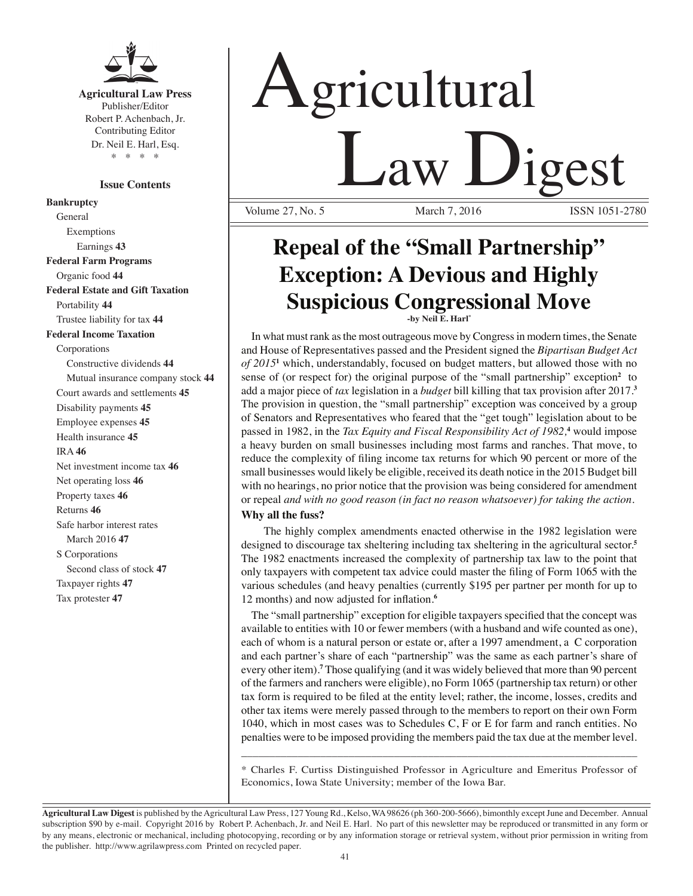**Agricultural Law Press**
Publisher/Editor
Robert P. Achenbach, Jr.
Contributing Editor
Dr. Neil E. Harl, Esq.
\* \* \* \*

**Issue Contents**

**Bankruptcy**
- General
  - Exemptions
    - Earnings **43**

**Federal Farm Programs**
- Organic food **44**

**Federal Estate and Gift Taxation**
- Portability **44**
- Trustee liability for tax **44**

**Federal Income Taxation**
- Corporations
  - Constructive dividends **44**
  - Mutual insurance company stock **44**
- Court awards and settlements **45**
- Disability payments **45**
- Employee expenses **45**
- Health insurance **45**
- IRA **46**
- Net investment income tax **46**
- Net operating loss **46**
- Property taxes **46**
- Returns **46**
- Safe harbor interest rates
  - March 2016 **47**
- S Corporations
  - Second class of stock **47**
- Taxpayer rights **47**
- Tax protester **47**

# Agricultural Law Digest

Volume 27, No. 5 March 7, 2016 ISSN 1051-2780

## Repeal of the "Small Partnership" Exception: A Devious and Highly Suspicious Congressional Move

-by Neil E. Harl*

In what must rank as the most outrageous move by Congress in modern times, the Senate and House of Representatives passed and the President signed the *Bipartisan Budget Act of 2015*[1] which, understandably, focused on budget matters, but allowed those with no sense of (or respect for) the original purpose of the "small partnership" exception[2] to add a major piece of *tax* legislation in a *budget* bill killing that tax provision after 2017.[3] The provision in question, the "small partnership" exception was conceived by a group of Senators and Representatives who feared that the "get tough" legislation about to be passed in 1982, in the *Tax Equity and Fiscal Responsibility Act of 1982,*[4] would impose a heavy burden on small businesses including most farms and ranches. That move, to reduce the complexity of filing income tax returns for which 90 percent or more of the small businesses would likely be eligible, received its death notice in the 2015 Budget bill with no hearings, no prior notice that the provision was being considered for amendment or repeal *and with no good reason (in fact no reason whatsoever) for taking the action.*

**Why all the fuss?**

The highly complex amendments enacted otherwise in the 1982 legislation were designed to discourage tax sheltering including tax sheltering in the agricultural sector.[5] The 1982 enactments increased the complexity of partnership tax law to the point that only taxpayers with competent tax advice could master the filing of Form 1065 with the various schedules (and heavy penalties (currently $195 per partner per month for up to 12 months) and now adjusted for inflation.[6]

The "small partnership" exception for eligible taxpayers specified that the concept was available to entities with 10 or fewer members (with a husband and wife counted as one), each of whom is a natural person or estate or, after a 1997 amendment, a C corporation and each partner's share of each "partnership" was the same as each partner's share of every other item).[7] Those qualifying (and it was widely believed that more than 90 percent of the farmers and ranchers were eligible), no Form 1065 (partnership tax return) or other tax form is required to be filed at the entity level; rather, the income, losses, credits and other tax items were merely passed through to the members to report on their own Form 1040, which in most cases was to Schedules C, F or E for farm and ranch entities. No penalties were to be imposed providing the members paid the tax due at the member level.

\* Charles F. Curtiss Distinguished Professor in Agriculture and Emeritus Professor of Economics, Iowa State University; member of the Iowa Bar.

**Agricultural Law Digest** is published by the Agricultural Law Press, 127 Young Rd., Kelso, WA 98626 (ph 360-200-5666), bimonthly except June and December. Annual subscription $90 by e-mail. Copyright 2016 by Robert P. Achenbach, Jr. and Neil E. Harl. No part of this newsletter may be reproduced or transmitted in any form or by any means, electronic or mechanical, including photocopying, recording or by any information storage or retrieval system, without prior permission in writing from the publisher. http://www.agrilawpress.com Printed on recycled paper.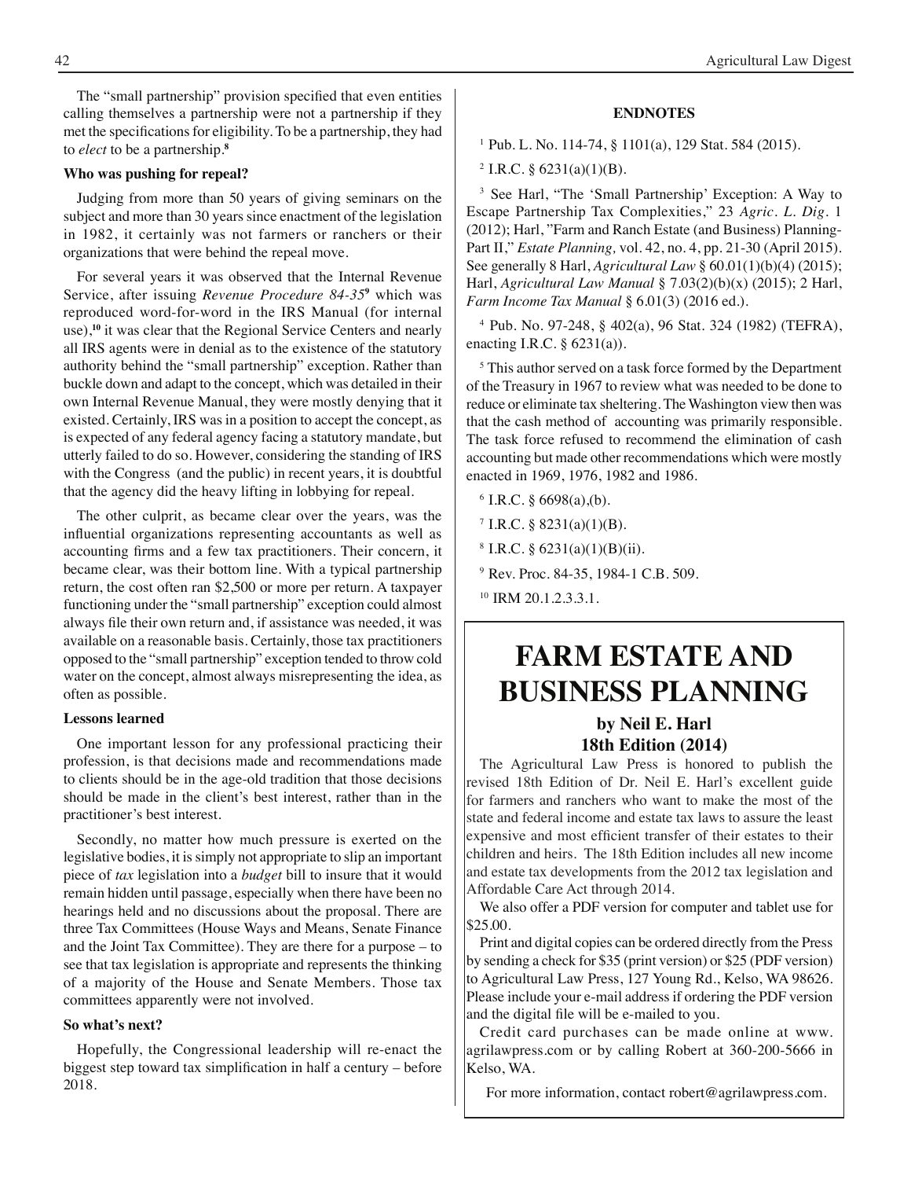The "small partnership" provision specified that even entities calling themselves a partnership were not a partnership if they met the specifications for eligibility. To be a partnership, they had to *elect* to be a partnership.[8]

**Who was pushing for repeal?**

Judging from more than 50 years of giving seminars on the subject and more than 30 years since enactment of the legislation in 1982, it certainly was not farmers or ranchers or their organizations that were behind the repeal move.

For several years it was observed that the Internal Revenue Service, after issuing *Revenue Procedure 84-35*[9] which was reproduced word-for-word in the IRS Manual (for internal use),[10] it was clear that the Regional Service Centers and nearly all IRS agents were in denial as to the existence of the statutory authority behind the "small partnership" exception. Rather than buckle down and adapt to the concept, which was detailed in their own Internal Revenue Manual, they were mostly denying that it existed. Certainly, IRS was in a position to accept the concept, as is expected of any federal agency facing a statutory mandate, but utterly failed to do so. However, considering the standing of IRS with the Congress (and the public) in recent years, it is doubtful that the agency did the heavy lifting in lobbying for repeal.

The other culprit, as became clear over the years, was the influential organizations representing accountants as well as accounting firms and a few tax practitioners. Their concern, it became clear, was their bottom line. With a typical partnership return, the cost often ran $2,500 or more per return. A taxpayer functioning under the "small partnership" exception could almost always file their own return and, if assistance was needed, it was available on a reasonable basis. Certainly, those tax practitioners opposed to the "small partnership" exception tended to throw cold water on the concept, almost always misrepresenting the idea, as often as possible.

**Lessons learned**

One important lesson for any professional practicing their profession, is that decisions made and recommendations made to clients should be in the age-old tradition that those decisions should be made in the client's best interest, rather than in the practitioner's best interest.

Secondly, no matter how much pressure is exerted on the legislative bodies, it is simply not appropriate to slip an important piece of *tax* legislation into a *budget* bill to insure that it would remain hidden until passage, especially when there have been no hearings held and no discussions about the proposal. There are three Tax Committees (House Ways and Means, Senate Finance and the Joint Tax Committee). They are there for a purpose – to see that tax legislation is appropriate and represents the thinking of a majority of the House and Senate Members. Those tax committees apparently were not involved.

**So what's next?**

Hopefully, the Congressional leadership will re-enact the biggest step toward tax simplification in half a century – before 2018.

**ENDNOTES**

[1] Pub. L. No. 114-74, § 1101(a), 129 Stat. 584 (2015).

[2] I.R.C. § 6231(a)(1)(B).

[3] See Harl, "The 'Small Partnership' Exception: A Way to Escape Partnership Tax Complexities," 23 *Agric. L. Dig.* 1 (2012); Harl, "Farm and Ranch Estate (and Business) Planning-Part II," *Estate Planning,* vol. 42, no. 4, pp. 21-30 (April 2015). See generally 8 Harl, *Agricultural Law* § 60.01(1)(b)(4) (2015); Harl, *Agricultural Law Manual* § 7.03(2)(b)(x) (2015); 2 Harl, *Farm Income Tax Manual* § 6.01(3) (2016 ed.).

[4] Pub. No. 97-248, § 402(a), 96 Stat. 324 (1982) (TEFRA), enacting I.R.C. § 6231(a)).

[5] This author served on a task force formed by the Department of the Treasury in 1967 to review what was needed to be done to reduce or eliminate tax sheltering. The Washington view then was that the cash method of accounting was primarily responsible. The task force refused to recommend the elimination of cash accounting but made other recommendations which were mostly enacted in 1969, 1976, 1982 and 1986.

[6] I.R.C. § 6698(a),(b).

[7] I.R.C. § 8231(a)(1)(B).

[8] I.R.C. § 6231(a)(1)(B)(ii).

[9] Rev. Proc. 84-35, 1984-1 C.B. 509.

[10] IRM 20.1.2.3.3.1.

# FARM ESTATE AND BUSINESS PLANNING

**by Neil E. Harl**
**18th Edition (2014)**

The Agricultural Law Press is honored to publish the revised 18th Edition of Dr. Neil E. Harl's excellent guide for farmers and ranchers who want to make the most of the state and federal income and estate tax laws to assure the least expensive and most efficient transfer of their estates to their children and heirs. The 18th Edition includes all new income and estate tax developments from the 2012 tax legislation and Affordable Care Act through 2014.

We also offer a PDF version for computer and tablet use for $25.00.

Print and digital copies can be ordered directly from the Press by sending a check for $35 (print version) or $25 (PDF version) to Agricultural Law Press, 127 Young Rd., Kelso, WA 98626. Please include your e-mail address if ordering the PDF version and the digital file will be e-mailed to you.

Credit card purchases can be made online at www.agrilawpress.com or by calling Robert at 360-200-5666 in Kelso, WA.

For more information, contact robert@agrilawpress.com.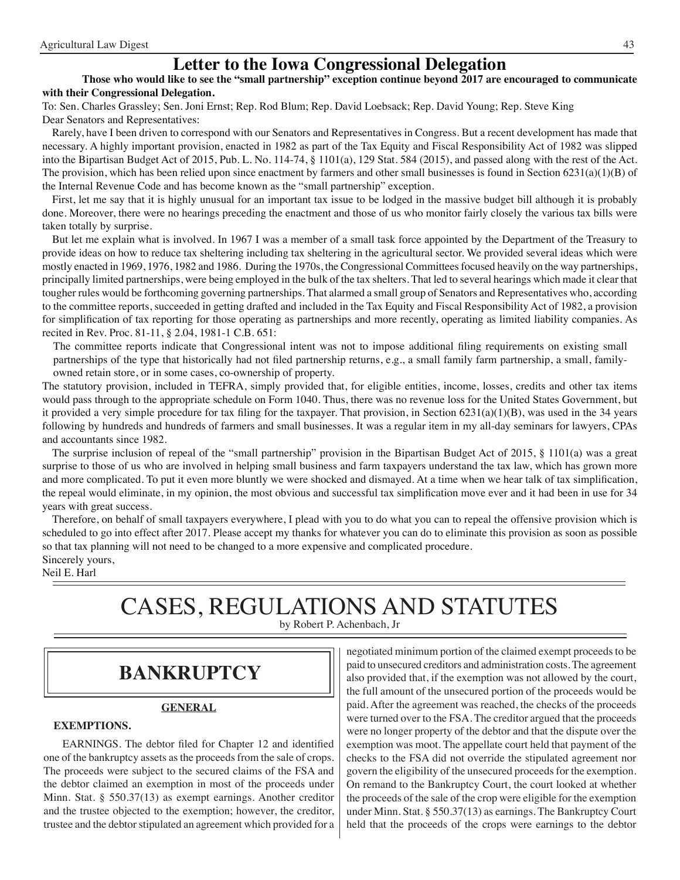## Letter to the Iowa Congressional Delegation

**Those who would like to see the "small partnership" exception continue beyond 2017 are encouraged to communicate with their Congressional Delegation.**

To: Sen. Charles Grassley; Sen. Joni Ernst; Rep. Rod Blum; Rep. David Loebsack; Rep. David Young; Rep. Steve King

Dear Senators and Representatives:

Rarely, have I been driven to correspond with our Senators and Representatives in Congress. But a recent development has made that necessary. A highly important provision, enacted in 1982 as part of the Tax Equity and Fiscal Responsibility Act of 1982 was slipped into the Bipartisan Budget Act of 2015, Pub. L. No. 114-74, § 1101(a), 129 Stat. 584 (2015), and passed along with the rest of the Act. The provision, which has been relied upon since enactment by farmers and other small businesses is found in Section 6231(a)(1)(B) of the Internal Revenue Code and has become known as the "small partnership" exception.

First, let me say that it is highly unusual for an important tax issue to be lodged in the massive budget bill although it is probably done. Moreover, there were no hearings preceding the enactment and those of us who monitor fairly closely the various tax bills were taken totally by surprise.

But let me explain what is involved. In 1967 I was a member of a small task force appointed by the Department of the Treasury to provide ideas on how to reduce tax sheltering including tax sheltering in the agricultural sector. We provided several ideas which were mostly enacted in 1969, 1976, 1982 and 1986. During the 1970s, the Congressional Committees focused heavily on the way partnerships, principally limited partnerships, were being employed in the bulk of the tax shelters. That led to several hearings which made it clear that tougher rules would be forthcoming governing partnerships. That alarmed a small group of Senators and Representatives who, according to the committee reports, succeeded in getting drafted and included in the Tax Equity and Fiscal Responsibility Act of 1982, a provision for simplification of tax reporting for those operating as partnerships and more recently, operating as limited liability companies. As recited in Rev. Proc. 81-11, § 2.04, 1981-1 C.B. 651:

> The committee reports indicate that Congressional intent was not to impose additional filing requirements on existing small partnerships of the type that historically had not filed partnership returns, e.g., a small family farm partnership, a small, family-owned retain store, or in some cases, co-ownership of property.

The statutory provision, included in TEFRA, simply provided that, for eligible entities, income, losses, credits and other tax items would pass through to the appropriate schedule on Form 1040. Thus, there was no revenue loss for the United States Government, but it provided a very simple procedure for tax filing for the taxpayer. That provision, in Section 6231(a)(1)(B), was used in the 34 years following by hundreds and hundreds of farmers and small businesses. It was a regular item in my all-day seminars for lawyers, CPAs and accountants since 1982.

The surprise inclusion of repeal of the "small partnership" provision in the Bipartisan Budget Act of 2015, § 1101(a) was a great surprise to those of us who are involved in helping small business and farm taxpayers understand the tax law, which has grown more and more complicated. To put it even more bluntly we were shocked and dismayed. At a time when we hear talk of tax simplification, the repeal would eliminate, in my opinion, the most obvious and successful tax simplification move ever and it had been in use for 34 years with great success.

Therefore, on behalf of small taxpayers everywhere, I plead with you to do what you can to repeal the offensive provision which is scheduled to go into effect after 2017. Please accept my thanks for whatever you can do to eliminate this provision as soon as possible so that tax planning will not need to be changed to a more expensive and complicated procedure.

Sincerely yours,

Neil E. Harl

# CASES, REGULATIONS AND STATUTES

by Robert P. Achenbach, Jr

## BANKRUPTCY

### GENERAL

#### EXEMPTIONS.

EARNINGS. The debtor filed for Chapter 12 and identified one of the bankruptcy assets as the proceeds from the sale of crops. The proceeds were subject to the secured claims of the FSA and the debtor claimed an exemption in most of the proceeds under Minn. Stat. § 550.37(13) as exempt earnings. Another creditor and the trustee objected to the exemption; however, the creditor, trustee and the debtor stipulated an agreement which provided for a negotiated minimum portion of the claimed exempt proceeds to be paid to unsecured creditors and administration costs. The agreement also provided that, if the exemption was not allowed by the court, the full amount of the unsecured portion of the proceeds would be paid. After the agreement was reached, the checks of the proceeds were turned over to the FSA. The creditor argued that the proceeds were no longer property of the debtor and that the dispute over the exemption was moot. The appellate court held that payment of the checks to the FSA did not override the stipulated agreement nor govern the eligibility of the unsecured proceeds for the exemption. On remand to the Bankruptcy Court, the court looked at whether the proceeds of the sale of the crop were eligible for the exemption under Minn. Stat. § 550.37(13) as earnings. The Bankruptcy Court held that the proceeds of the crops were earnings to the debtor